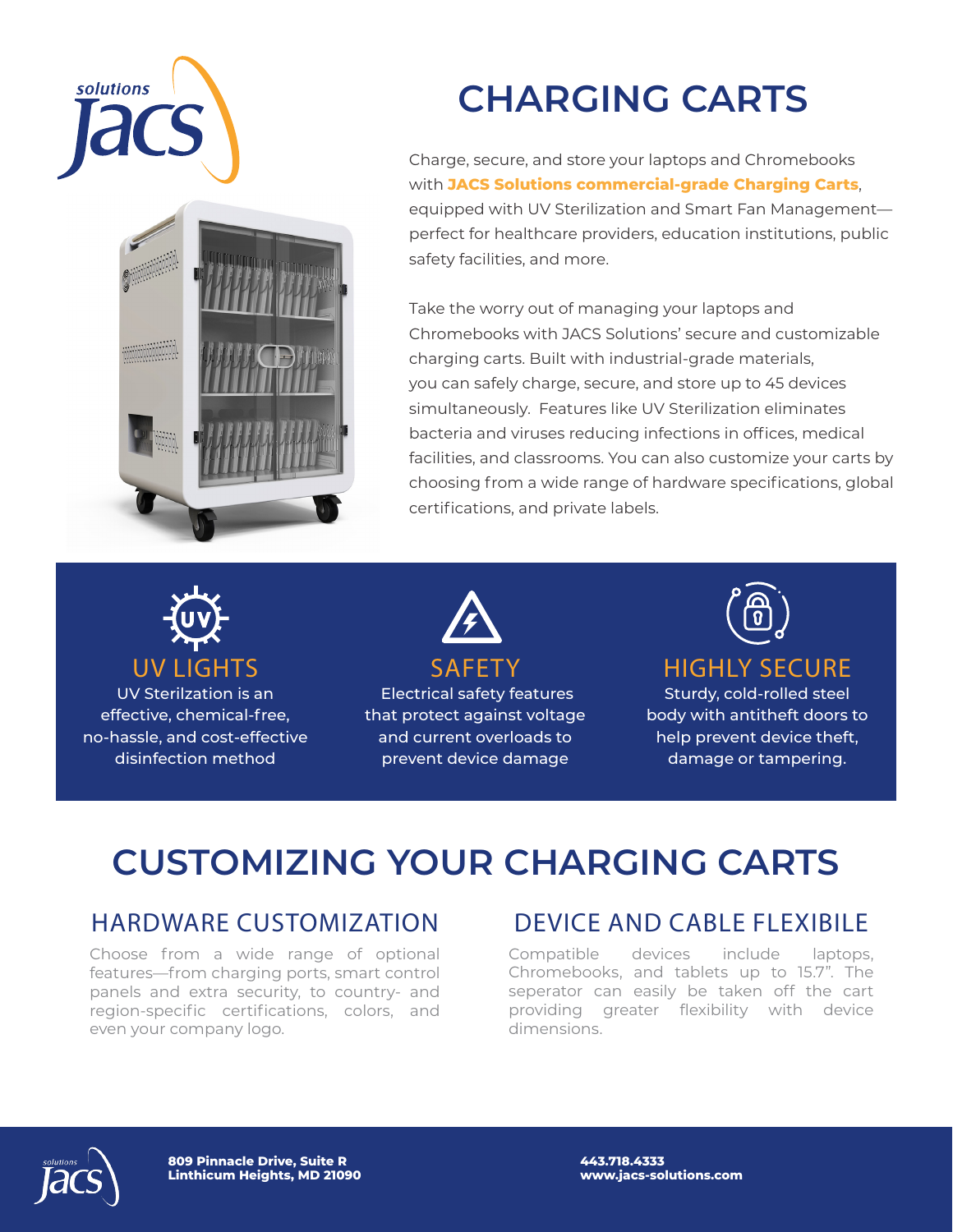# CHARGING CARTS

Charge, secure, and store your laptops and Chromebooks with **JACS Solutions commercial-grade Charging Carts**, equipped with UV Sterilization and Smart Fan Management—perfect for healthcare providers, education institutions, public safety facilities, and more.

Take the worry out of managing your laptops and Chromebooks with JACS Solutions' secure and customizable charging carts. Built with industrial-grade materials, you can safely charge, secure, and store up to 45 devices simultaneously. Features like UV Sterilization eliminates bacteria and viruses reducing infections in offices, medical facilities, and classrooms. You can also customize your carts by choosing from a wide range of hardware specifications, global certifications, and private labels.

### UV LIGHTS

UV Sterilzation is an effective, chemical-free, no-hassle, and cost-effective disinfection method

### SAFETY

Electrical safety features that protect against voltage and current overloads to prevent device damage

### HIGHLY SECURE

Sturdy, cold-rolled steel body with antitheft doors to help prevent device theft, damage or tampering.

## CUSTOMIZING YOUR CHARGING CARTS

### HARDWARE CUSTOMIZATION

Choose from a wide range of optional features—from charging ports, smart control panels and extra security, to country- and region-specific certifications, colors, and even your company logo.

### DEVICE AND CABLE FLEXIBILE

Compatible devices include laptops, Chromebooks, and tablets up to 15.7". The seperator can easily be taken off the cart providing greater flexibility with device dimensions.

**809 Pinnacle Drive, Suite R**
**Linthicum Heights, MD 21090**

**443.718.4333**
**www.jacs-solutions.com**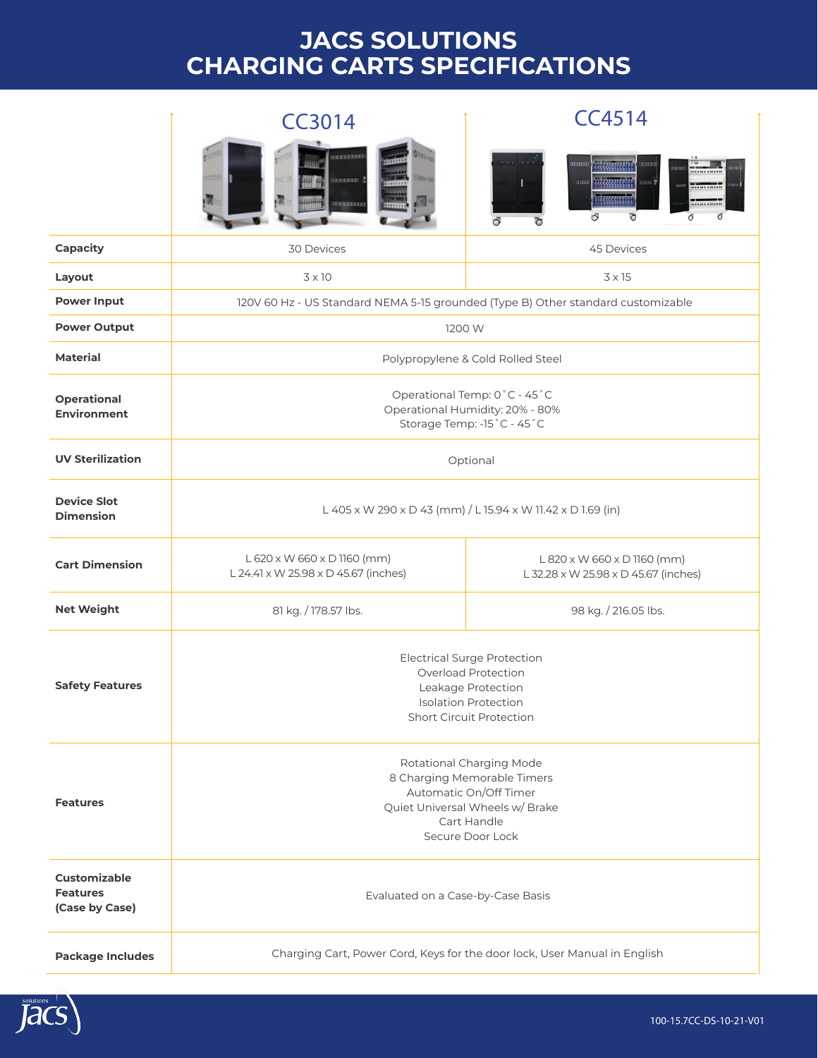# JACS SOLUTIONS CHARGING CARTS SPECIFICATIONS

| | CC3014 | CC4514 |
|---|---|---|
| **Capacity** | 30 Devices | 45 Devices |
| **Layout** | 3 x 10 | 3 x 15 |
| **Power Input** | 120V 60 Hz - US Standard NEMA 5-15 grounded (Type B) Other standard customizable | |
| **Power Output** | 1200 W | |
| **Material** | Polypropylene & Cold Rolled Steel | |
| **Operational Environment** | Operational Temp: 0˚C - 45˚C<br>Operational Humidity: 20% - 80%<br>Storage Temp: -15˚C - 45˚C | |
| **UV Sterilization** | Optional | |
| **Device Slot Dimension** | L 405 x W 290 x D 43 (mm) / L 15.94 x W 11.42 x D 1.69 (in) | |
| **Cart Dimension** | L 620 x W 660 x D 1160 (mm)<br>L 24.41 x W 25.98 x D 45.67 (inches) | L 820 x W 660 x D 1160 (mm)<br>L 32.28 x W 25.98 x D 45.67 (inches) |
| **Net Weight** | 81 kg. / 178.57 lbs. | 98 kg. / 216.05 lbs. |
| **Safety Features** | Electrical Surge Protection<br>Overload Protection<br>Leakage Protection<br>Isolation Protection<br>Short Circuit Protection | |
| **Features** | Rotational Charging Mode<br>8 Charging Memorable Timers<br>Automatic On/Off Timer<br>Quiet Universal Wheels w/ Brake<br>Cart Handle<br>Secure Door Lock | |
| **Customizable Features (Case by Case)** | Evaluated on a Case-by-Case Basis | |
| **Package Includes** | Charging Cart, Power Cord, Keys for the door lock, User Manual in English | |

100-15.7CC-DS-10-21-V01